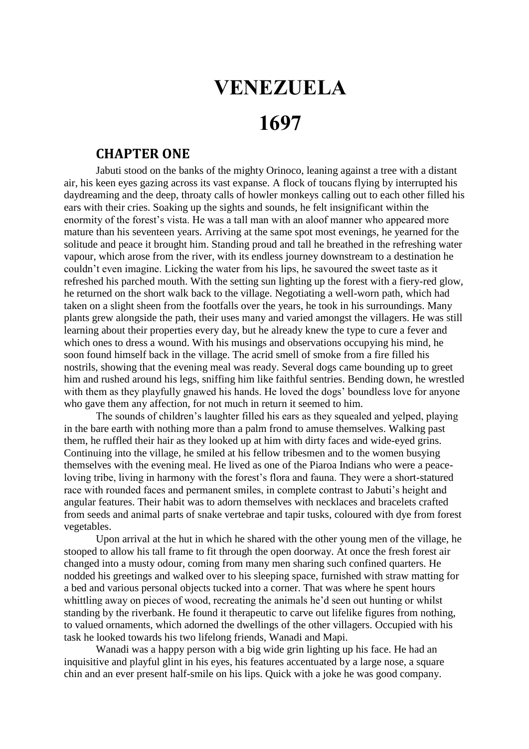# VENEZUELA

# 1697

## CHAPTER ONE

Jabuti stood on the banks of the mighty Orinoco, leaning against a tree with a distant air, his keen eyes gazing across its vast expanse. A flock of toucans flying by interrupted his daydreaming and the deep, throaty calls of howler monkeys calling out to each other filled his ears with their cries. Soaking up the sights and sounds, he felt insignificant within the enormity of the forest's vista. He was a tall man with an aloof manner who appeared more mature than his seventeen years. Arriving at the same spot most evenings, he yearned for the solitude and peace it brought him. Standing proud and tall he breathed in the refreshing water vapour, which arose from the river, with its endless journey downstream to a destination he couldn't even imagine. Licking the water from his lips, he savoured the sweet taste as it refreshed his parched mouth. With the setting sun lighting up the forest with a fiery-red glow, he returned on the short walk back to the village. Negotiating a well-worn path, which had taken on a slight sheen from the footfalls over the years, he took in his surroundings. Many plants grew alongside the path, their uses many and varied amongst the villagers. He was still learning about their properties every day, but he already knew the type to cure a fever and which ones to dress a wound. With his musings and observations occupying his mind, he soon found himself back in the village. The acrid smell of smoke from a fire filled his nostrils, showing that the evening meal was ready. Several dogs came bounding up to greet him and rushed around his legs, sniffing him like faithful sentries. Bending down, he wrestled with them as they playfully gnawed his hands. He loved the dogs' boundless love for anyone who gave them any affection, for not much in return it seemed to him.

The sounds of children's laughter filled his ears as they squealed and yelped, playing in the bare earth with nothing more than a palm frond to amuse themselves. Walking past them, he ruffled their hair as they looked up at him with dirty faces and wide-eyed grins. Continuing into the village, he smiled at his fellow tribesmen and to the women busying themselves with the evening meal. He lived as one of the Piaroa Indians who were a peace-loving tribe, living in harmony with the forest's flora and fauna. They were a short-statured race with rounded faces and permanent smiles, in complete contrast to Jabuti's height and angular features. Their habit was to adorn themselves with necklaces and bracelets crafted from seeds and animal parts of snake vertebrae and tapir tusks, coloured with dye from forest vegetables.

Upon arrival at the hut in which he shared with the other young men of the village, he stooped to allow his tall frame to fit through the open doorway. At once the fresh forest air changed into a musty odour, coming from many men sharing such confined quarters. He nodded his greetings and walked over to his sleeping space, furnished with straw matting for a bed and various personal objects tucked into a corner. That was where he spent hours whittling away on pieces of wood, recreating the animals he'd seen out hunting or whilst standing by the riverbank. He found it therapeutic to carve out lifelike figures from nothing, to valued ornaments, which adorned the dwellings of the other villagers. Occupied with his task he looked towards his two lifelong friends, Wanadi and Mapi.

Wanadi was a happy person with a big wide grin lighting up his face. He had an inquisitive and playful glint in his eyes, his features accentuated by a large nose, a square chin and an ever present half-smile on his lips. Quick with a joke he was good company.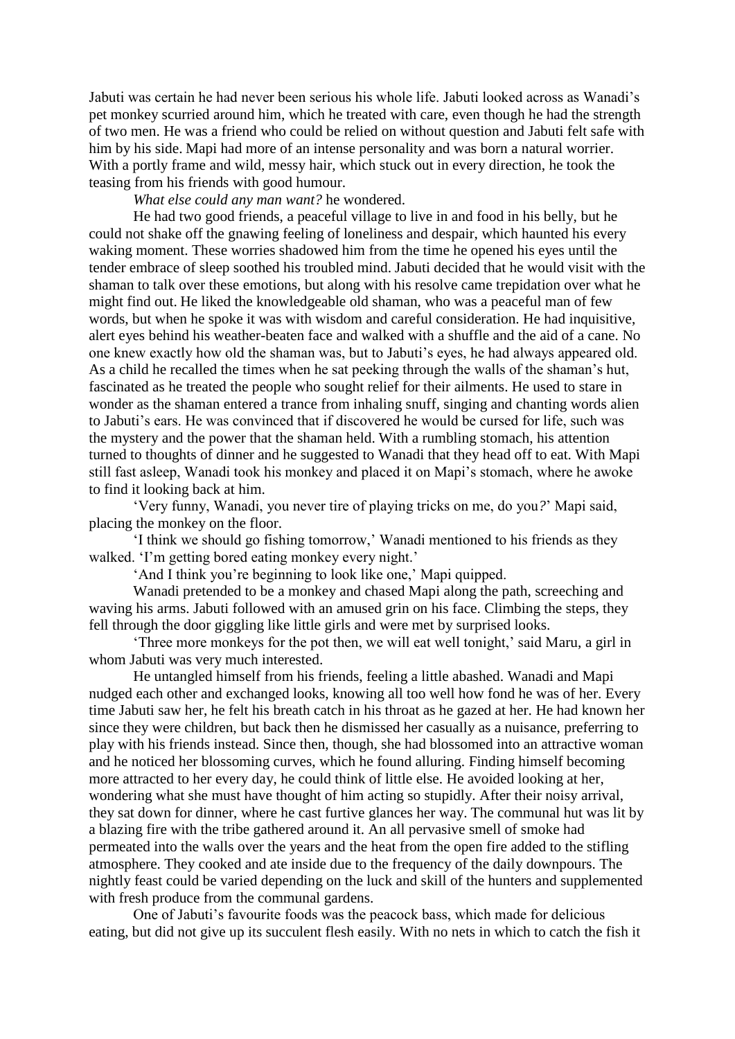Jabuti was certain he had never been serious his whole life. Jabuti looked across as Wanadi's pet monkey scurried around him, which he treated with care, even though he had the strength of two men. He was a friend who could be relied on without question and Jabuti felt safe with him by his side. Mapi had more of an intense personality and was born a natural worrier. With a portly frame and wild, messy hair, which stuck out in every direction, he took the teasing from his friends with good humour.

*What else could any man want?* he wondered.

He had two good friends, a peaceful village to live in and food in his belly, but he could not shake off the gnawing feeling of loneliness and despair, which haunted his every waking moment. These worries shadowed him from the time he opened his eyes until the tender embrace of sleep soothed his troubled mind. Jabuti decided that he would visit with the shaman to talk over these emotions, but along with his resolve came trepidation over what he might find out. He liked the knowledgeable old shaman, who was a peaceful man of few words, but when he spoke it was with wisdom and careful consideration. He had inquisitive, alert eyes behind his weather-beaten face and walked with a shuffle and the aid of a cane. No one knew exactly how old the shaman was, but to Jabuti's eyes, he had always appeared old. As a child he recalled the times when he sat peeking through the walls of the shaman's hut, fascinated as he treated the people who sought relief for their ailments. He used to stare in wonder as the shaman entered a trance from inhaling snuff, singing and chanting words alien to Jabuti's ears. He was convinced that if discovered he would be cursed for life, such was the mystery and the power that the shaman held. With a rumbling stomach, his attention turned to thoughts of dinner and he suggested to Wanadi that they head off to eat. With Mapi still fast asleep, Wanadi took his monkey and placed it on Mapi's stomach, where he awoke to find it looking back at him.

'Very funny, Wanadi, you never tire of playing tricks on me, do you?' Mapi said, placing the monkey on the floor.

'I think we should go fishing tomorrow,' Wanadi mentioned to his friends as they walked. 'I'm getting bored eating monkey every night.'

'And I think you're beginning to look like one,' Mapi quipped.

Wanadi pretended to be a monkey and chased Mapi along the path, screeching and waving his arms. Jabuti followed with an amused grin on his face. Climbing the steps, they fell through the door giggling like little girls and were met by surprised looks.

'Three more monkeys for the pot then, we will eat well tonight,' said Maru, a girl in whom Jabuti was very much interested.

He untangled himself from his friends, feeling a little abashed. Wanadi and Mapi nudged each other and exchanged looks, knowing all too well how fond he was of her. Every time Jabuti saw her, he felt his breath catch in his throat as he gazed at her. He had known her since they were children, but back then he dismissed her casually as a nuisance, preferring to play with his friends instead. Since then, though, she had blossomed into an attractive woman and he noticed her blossoming curves, which he found alluring. Finding himself becoming more attracted to her every day, he could think of little else. He avoided looking at her, wondering what she must have thought of him acting so stupidly. After their noisy arrival, they sat down for dinner, where he cast furtive glances her way. The communal hut was lit by a blazing fire with the tribe gathered around it. An all pervasive smell of smoke had permeated into the walls over the years and the heat from the open fire added to the stifling atmosphere. They cooked and ate inside due to the frequency of the daily downpours. The nightly feast could be varied depending on the luck and skill of the hunters and supplemented with fresh produce from the communal gardens.

One of Jabuti's favourite foods was the peacock bass, which made for delicious eating, but did not give up its succulent flesh easily. With no nets in which to catch the fish it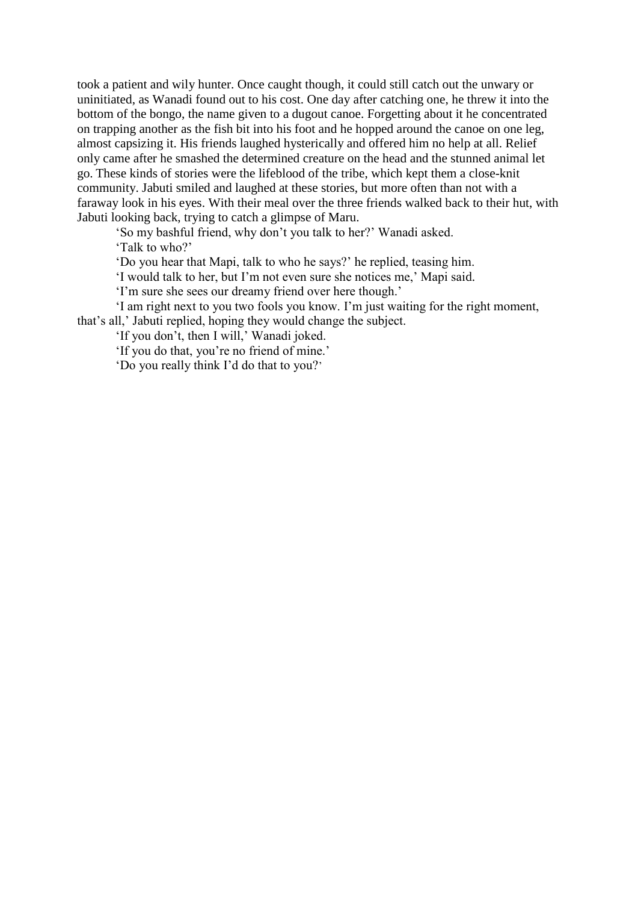took a patient and wily hunter. Once caught though, it could still catch out the unwary or uninitiated, as Wanadi found out to his cost. One day after catching one, he threw it into the bottom of the bongo, the name given to a dugout canoe. Forgetting about it he concentrated on trapping another as the fish bit into his foot and he hopped around the canoe on one leg, almost capsizing it. His friends laughed hysterically and offered him no help at all. Relief only came after he smashed the determined creature on the head and the stunned animal let go. These kinds of stories were the lifeblood of the tribe, which kept them a close-knit community. Jabuti smiled and laughed at these stories, but more often than not with a faraway look in his eyes. With their meal over the three friends walked back to their hut, with Jabuti looking back, trying to catch a glimpse of Maru.

'So my bashful friend, why don't you talk to her?' Wanadi asked.

'Talk to who?'

'Do you hear that Mapi, talk to who he says?' he replied, teasing him.

'I would talk to her, but I'm not even sure she notices me,' Mapi said.

'I'm sure she sees our dreamy friend over here though.'

'I am right next to you two fools you know. I'm just waiting for the right moment, that's all,' Jabuti replied, hoping they would change the subject.

'If you don't, then I will,' Wanadi joked.

'If you do that, you're no friend of mine.'

'Do you really think I'd do that to you?'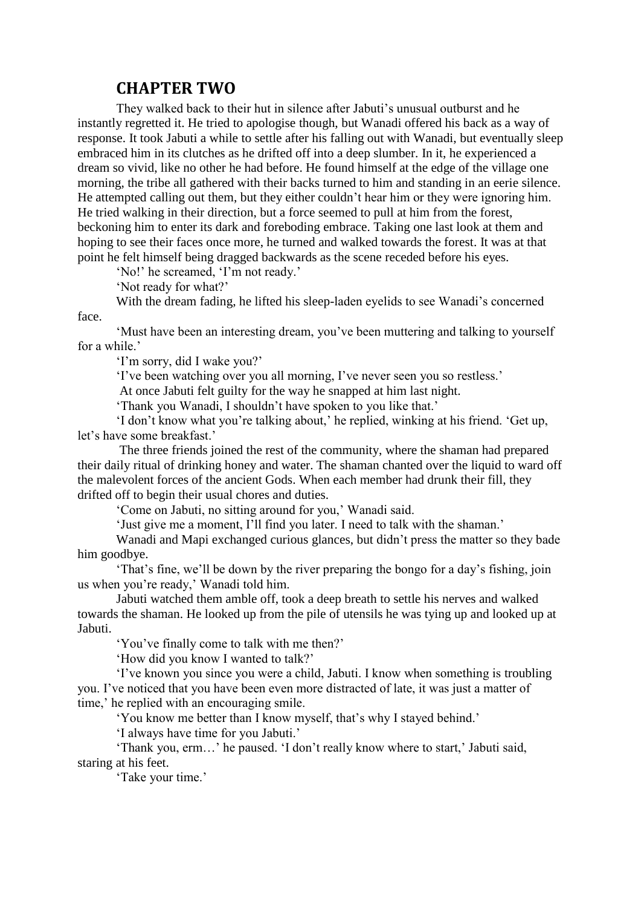# CHAPTER TWO

They walked back to their hut in silence after Jabuti's unusual outburst and he instantly regretted it. He tried to apologise though, but Wanadi offered his back as a way of response. It took Jabuti a while to settle after his falling out with Wanadi, but eventually sleep embraced him in its clutches as he drifted off into a deep slumber. In it, he experienced a dream so vivid, like no other he had before. He found himself at the edge of the village one morning, the tribe all gathered with their backs turned to him and standing in an eerie silence. He attempted calling out them, but they either couldn't hear him or they were ignoring him. He tried walking in their direction, but a force seemed to pull at him from the forest, beckoning him to enter its dark and foreboding embrace. Taking one last look at them and hoping to see their faces once more, he turned and walked towards the forest. It was at that point he felt himself being dragged backwards as the scene receded before his eyes.

'No!' he screamed, 'I'm not ready.'

'Not ready for what?'

With the dream fading, he lifted his sleep-laden eyelids to see Wanadi's concerned face.

'Must have been an interesting dream, you've been muttering and talking to yourself for a while.'

'I'm sorry, did I wake you?'

'I've been watching over you all morning, I've never seen you so restless.'

At once Jabuti felt guilty for the way he snapped at him last night.

'Thank you Wanadi, I shouldn't have spoken to you like that.'

'I don't know what you're talking about,' he replied, winking at his friend. 'Get up, let's have some breakfast.'

The three friends joined the rest of the community, where the shaman had prepared their daily ritual of drinking honey and water. The shaman chanted over the liquid to ward off the malevolent forces of the ancient Gods. When each member had drunk their fill, they drifted off to begin their usual chores and duties.

'Come on Jabuti, no sitting around for you,' Wanadi said.

'Just give me a moment, I'll find you later. I need to talk with the shaman.'

Wanadi and Mapi exchanged curious glances, but didn't press the matter so they bade him goodbye.

'That's fine, we'll be down by the river preparing the bongo for a day's fishing, join us when you're ready,' Wanadi told him.

Jabuti watched them amble off, took a deep breath to settle his nerves and walked towards the shaman. He looked up from the pile of utensils he was tying up and looked up at Jabuti.

'You've finally come to talk with me then?'

'How did you know I wanted to talk?'

'I've known you since you were a child, Jabuti. I know when something is troubling you. I've noticed that you have been even more distracted of late, it was just a matter of time,' he replied with an encouraging smile.

'You know me better than I know myself, that's why I stayed behind.'

'I always have time for you Jabuti.'

'Thank you, erm…' he paused. 'I don't really know where to start,' Jabuti said, staring at his feet.

'Take your time.'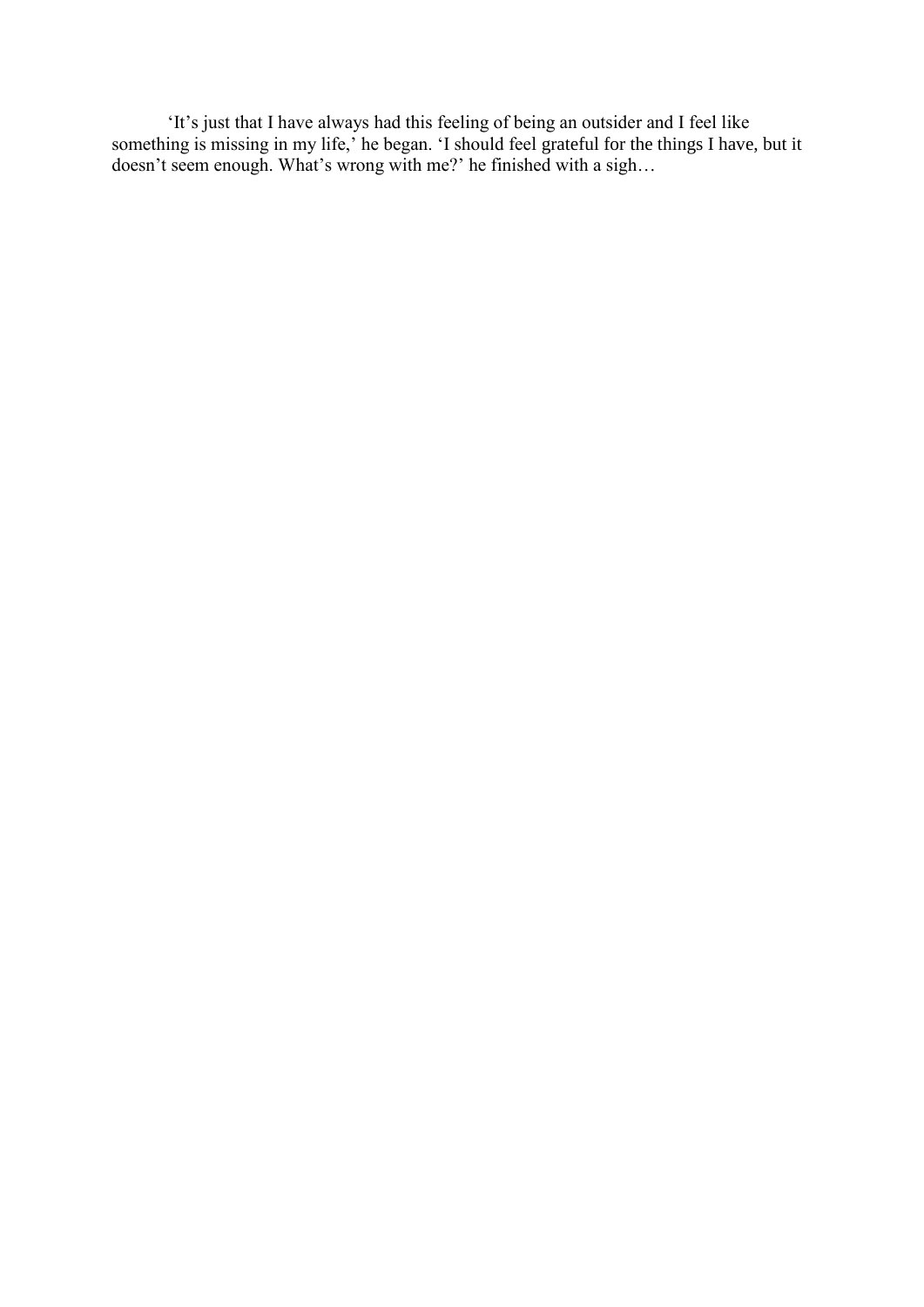'It's just that I have always had this feeling of being an outsider and I feel like something is missing in my life,' he began. 'I should feel grateful for the things I have, but it doesn't seem enough. What's wrong with me?' he finished with a sigh…